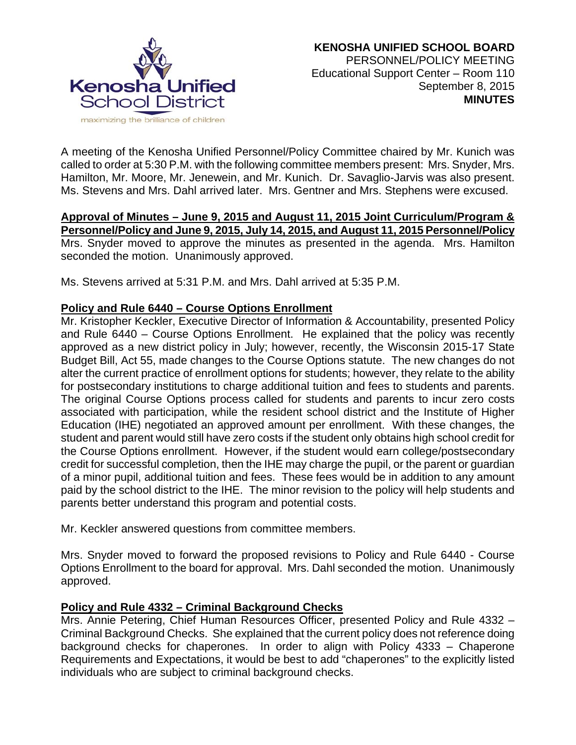**KENOSHA UNIFIED SCHOOL BOARD**
PERSONNEL/POLICY MEETING
Educational Support Center – Room 110
September 8, 2015
**MINUTES**

A meeting of the Kenosha Unified Personnel/Policy Committee chaired by Mr. Kunich was called to order at 5:30 P.M. with the following committee members present: Mrs. Snyder, Mrs. Hamilton, Mr. Moore, Mr. Jenewein, and Mr. Kunich. Dr. Savaglio-Jarvis was also present. Ms. Stevens and Mrs. Dahl arrived later. Mrs. Gentner and Mrs. Stephens were excused.

**Approval of Minutes – June 9, 2015 and August 11, 2015 Joint Curriculum/Program & Personnel/Policy and June 9, 2015, July 14, 2015, and August 11, 2015 Personnel/Policy**

Mrs. Snyder moved to approve the minutes as presented in the agenda. Mrs. Hamilton seconded the motion. Unanimously approved.

Ms. Stevens arrived at 5:31 P.M. and Mrs. Dahl arrived at 5:35 P.M.

**Policy and Rule 6440 – Course Options Enrollment**

Mr. Kristopher Keckler, Executive Director of Information & Accountability, presented Policy and Rule 6440 – Course Options Enrollment. He explained that the policy was recently approved as a new district policy in July; however, recently, the Wisconsin 2015-17 State Budget Bill, Act 55, made changes to the Course Options statute. The new changes do not alter the current practice of enrollment options for students; however, they relate to the ability for postsecondary institutions to charge additional tuition and fees to students and parents. The original Course Options process called for students and parents to incur zero costs associated with participation, while the resident school district and the Institute of Higher Education (IHE) negotiated an approved amount per enrollment. With these changes, the student and parent would still have zero costs if the student only obtains high school credit for the Course Options enrollment. However, if the student would earn college/postsecondary credit for successful completion, then the IHE may charge the pupil, or the parent or guardian of a minor pupil, additional tuition and fees. These fees would be in addition to any amount paid by the school district to the IHE. The minor revision to the policy will help students and parents better understand this program and potential costs.

Mr. Keckler answered questions from committee members.

Mrs. Snyder moved to forward the proposed revisions to Policy and Rule 6440 - Course Options Enrollment to the board for approval. Mrs. Dahl seconded the motion. Unanimously approved.

**Policy and Rule 4332 – Criminal Background Checks**

Mrs. Annie Petering, Chief Human Resources Officer, presented Policy and Rule 4332 – Criminal Background Checks. She explained that the current policy does not reference doing background checks for chaperones. In order to align with Policy 4333 – Chaperone Requirements and Expectations, it would be best to add "chaperones" to the explicitly listed individuals who are subject to criminal background checks.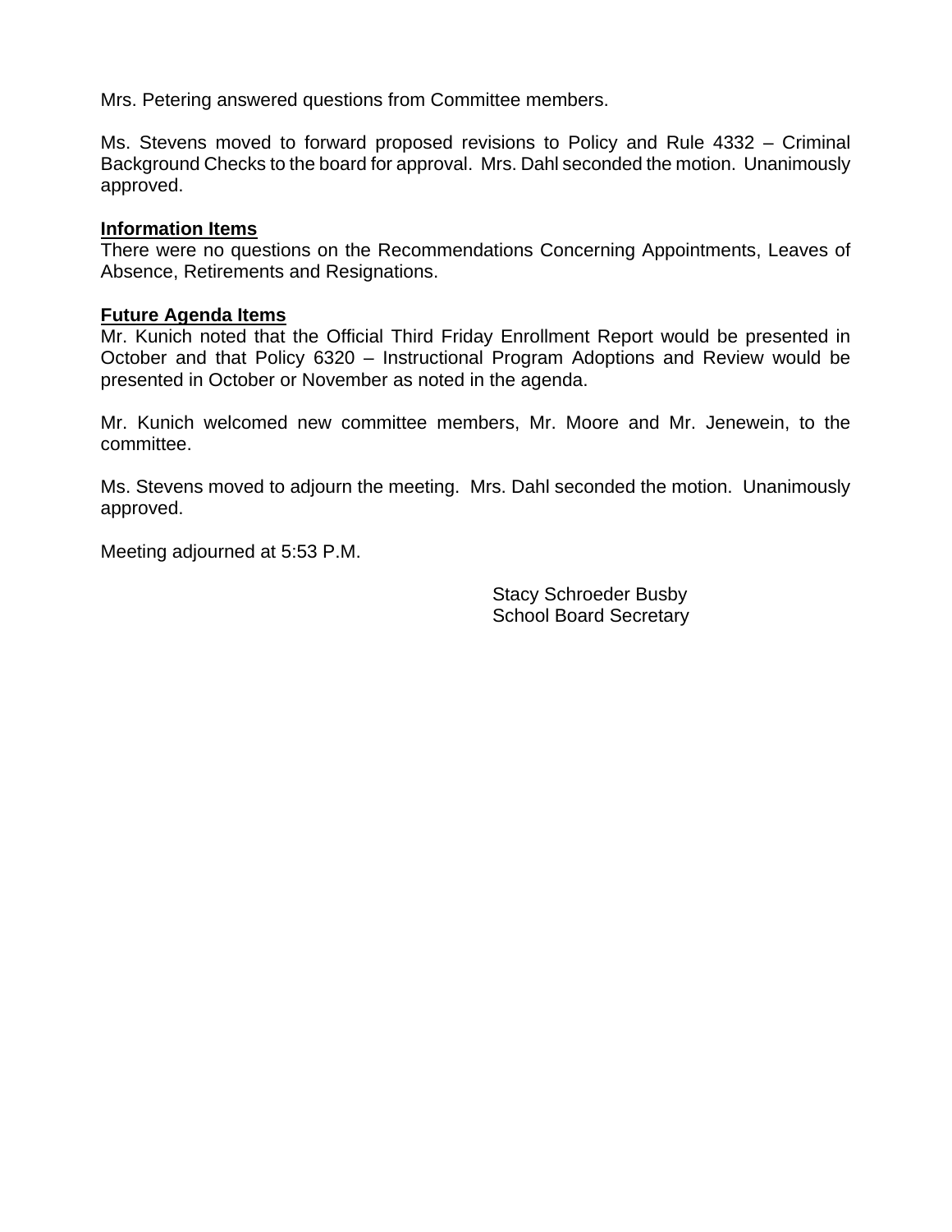Mrs. Petering answered questions from Committee members.

Ms. Stevens moved to forward proposed revisions to Policy and Rule 4332 – Criminal Background Checks to the board for approval. Mrs. Dahl seconded the motion. Unanimously approved.

**Information Items**

There were no questions on the Recommendations Concerning Appointments, Leaves of Absence, Retirements and Resignations.

**Future Agenda Items**

Mr. Kunich noted that the Official Third Friday Enrollment Report would be presented in October and that Policy 6320 – Instructional Program Adoptions and Review would be presented in October or November as noted in the agenda.

Mr. Kunich welcomed new committee members, Mr. Moore and Mr. Jenewein, to the committee.

Ms. Stevens moved to adjourn the meeting. Mrs. Dahl seconded the motion. Unanimously approved.

Meeting adjourned at 5:53 P.M.

Stacy Schroeder Busby
School Board Secretary